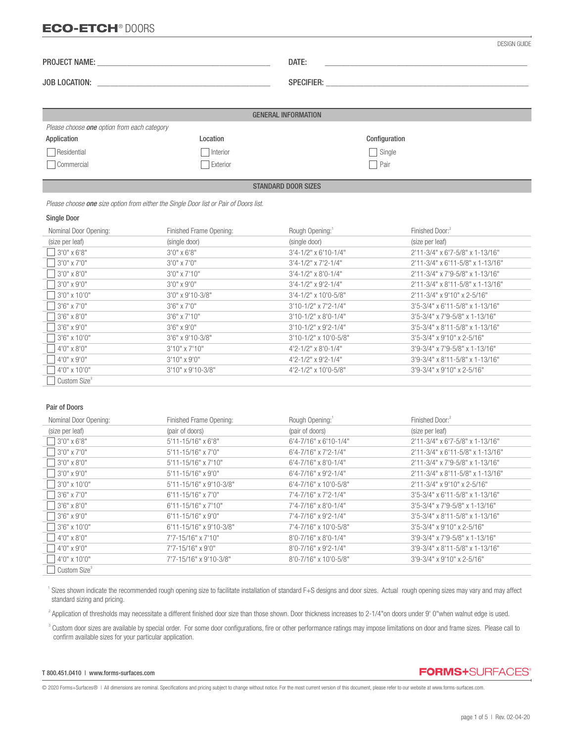# ECO-ETCH® DOORS

DESIGN GUIDE

PROJECT NAME: ______________________________ DATE: ______________________________

JOB LOCATION: ______________________________ SPECIFIER: ______________________________

## GENERAL INFORMATION

*Please choose **one** option from each category*

| Application | Location | Configuration |
|---|---|---|
| ☐ Residential | ☐ Interior | ☐ Single |
| ☐ Commercial | ☐ Exterior | ☐ Pair |

## STANDARD DOOR SIZES

*Please choose **one** size option from either the Single Door list or Pair of Doors list.*

### Single Door

| Nominal Door Opening: (size per leaf) | Finished Frame Opening: (single door) | Rough Opening:[1] (single door) | Finished Door:[2] (size per leaf) |
|---|---|---|---|
| ☐ 3'0" x 6'8" | 3'0" x 6'8" | 3'4-1/2" x 6'10-1/4" | 2'11-3/4" x 6'7-5/8" x 1-13/16" |
| ☐ 3'0" x 7'0" | 3'0" x 7'0" | 3'4-1/2" x 7'2-1/4" | 2'11-3/4" x 6'11-5/8" x 1-13/16" |
| ☐ 3'0" x 8'0" | 3'0" x 7'10" | 3'4-1/2" x 8'0-1/4" | 2'11-3/4" x 7'9-5/8" x 1-13/16" |
| ☐ 3'0" x 9'0" | 3'0" x 9'0" | 3'4-1/2" x 9'2-1/4" | 2'11-3/4" x 8'11-5/8" x 1-13/16" |
| ☐ 3'0" x 10'0" | 3'0" x 9'10-3/8" | 3'4-1/2" x 10'0-5/8" | 2'11-3/4" x 9'10" x 2-5/16" |
| ☐ 3'6" x 7'0" | 3'6" x 7'0" | 3'10-1/2" x 7'2-1/4" | 3'5-3/4" x 6'11-5/8" x 1-13/16" |
| ☐ 3'6" x 8'0" | 3'6" x 7'10" | 3'10-1/2" x 8'0-1/4" | 3'5-3/4" x 7'9-5/8" x 1-13/16" |
| ☐ 3'6" x 9'0" | 3'6" x 9'0" | 3'10-1/2" x 9'2-1/4" | 3'5-3/4" x 8'11-5/8" x 1-13/16" |
| ☐ 3'6" x 10'0" | 3'6" x 9'10-3/8" | 3'10-1/2" x 10'0-5/8" | 3'5-3/4" x 9'10" x 2-5/16" |
| ☐ 4'0" x 8'0" | 3'10" x 7'10" | 4'2-1/2" x 8'0-1/4" | 3'9-3/4" x 7'9-5/8" x 1-13/16" |
| ☐ 4'0" x 9'0" | 3'10" x 9'0" | 4'2-1/2" x 9'2-1/4" | 3'9-3/4" x 8'11-5/8" x 1-13/16" |
| ☐ 4'0" x 10'0" | 3'10" x 9'10-3/8" | 4'2-1/2" x 10'0-5/8" | 3'9-3/4" x 9'10" x 2-5/16" |
| ☐ Custom Size[3] | | | |

### Pair of Doors

| Nominal Door Opening: (size per leaf) | Finished Frame Opening: (pair of doors) | Rough Opening:[1] (pair of doors) | Finished Door:[2] (size per leaf) |
|---|---|---|---|
| ☐ 3'0" x 6'8" | 5'11-15/16" x 6'8" | 6'4-7/16" x 6'10-1/4" | 2'11-3/4" x 6'7-5/8" x 1-13/16" |
| ☐ 3'0" x 7'0" | 5'11-15/16" x 7'0" | 6'4-7/16" x 7'2-1/4" | 2'11-3/4" x 6'11-5/8" x 1-13/16" |
| ☐ 3'0" x 8'0" | 5'11-15/16" x 7'10" | 6'4-7/16" x 8'0-1/4" | 2'11-3/4" x 7'9-5/8" x 1-13/16" |
| ☐ 3'0" x 9'0" | 5'11-15/16" x 9'0" | 6'4-7/16" x 9'2-1/4" | 2'11-3/4" x 8'11-5/8" x 1-13/16" |
| ☐ 3'0" x 10'0" | 5'11-15/16" x 9'10-3/8" | 6'4-7/16" x 10'0-5/8" | 2'11-3/4" x 9'10" x 2-5/16" |
| ☐ 3'6" x 7'0" | 6'11-15/16" x 7'0" | 7'4-7/16" x 7'2-1/4" | 3'5-3/4" x 6'11-5/8" x 1-13/16" |
| ☐ 3'6" x 8'0" | 6'11-15/16" x 7'10" | 7'4-7/16" x 8'0-1/4" | 3'5-3/4" x 7'9-5/8" x 1-13/16" |
| ☐ 3'6" x 9'0" | 6'11-15/16" x 9'0" | 7'4-7/16" x 9'2-1/4" | 3'5-3/4" x 8'11-5/8" x 1-13/16" |
| ☐ 3'6" x 10'0" | 6'11-15/16" x 9'10-3/8" | 7'4-7/16" x 10'0-5/8" | 3'5-3/4" x 9'10" x 2-5/16" |
| ☐ 4'0" x 8'0" | 7'7-15/16" x 7'10" | 8'0-7/16" x 8'0-1/4" | 3'9-3/4" x 7'9-5/8" x 1-13/16" |
| ☐ 4'0" x 9'0" | 7'7-15/16" x 9'0" | 8'0-7/16" x 9'2-1/4" | 3'9-3/4" x 8'11-5/8" x 1-13/16" |
| ☐ 4'0" x 10'0" | 7'7-15/16" x 9'10-3/8" | 8'0-7/16" x 10'0-5/8" | 3'9-3/4" x 9'10" x 2-5/16" |
| ☐ Custom Size[3] | | | |

[1] Sizes shown indicate the recommended rough opening size to facilitate installation of standard F+S designs and door sizes. Actual rough opening sizes may vary and may affect standard sizing and pricing.

[2] Application of thresholds may necessitate a different finished door size than those shown. Door thickness increases to 2-1/4"on doors under 9' 0"when walnut edge is used.

[3] Custom door sizes are available by special order. For some door configurations, fire or other performance ratings may impose limitations on door and frame sizes. Please call to confirm available sizes for your particular application.

T 800.451.0410 | www.forms-surfaces.com

FORMS+SURFACES®

© 2020 Forms+Surfaces® | All dimensions are nominal. Specifications and pricing subject to change without notice. For the most current version of this document, please refer to our website at www.forms-surfaces.com.

Rev. 02-04-20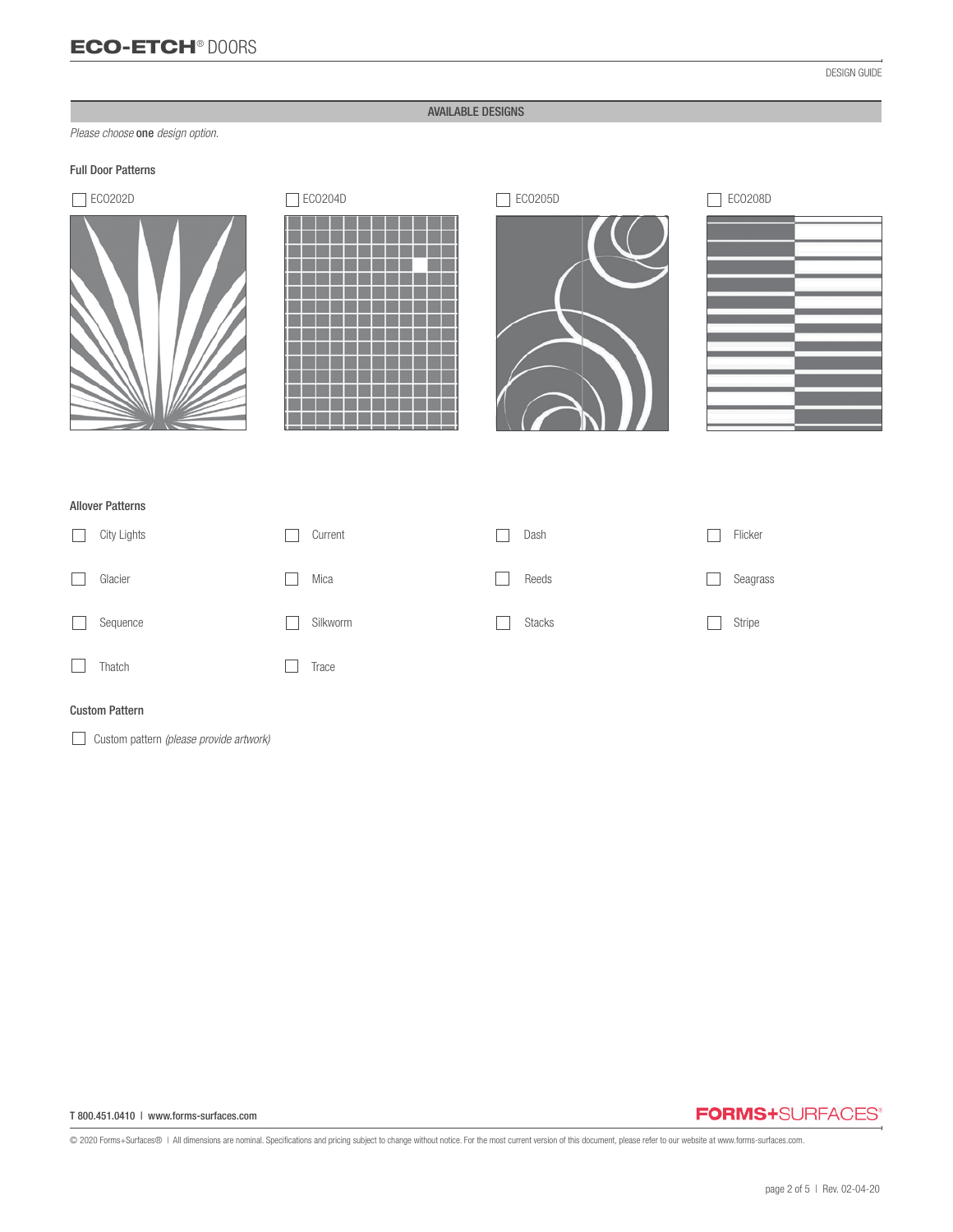## AVAILABLE DESIGNS

*Please choose* **one** *design option.*

### Full Door Patterns

- [ ] ECO202D
- [ ] ECO204D
- [ ] ECO205D
- [ ] ECO208D

### Allover Patterns

- [ ] City Lights
- [ ] Current
- [ ] Dash
- [ ] Flicker
- [ ] Glacier
- [ ] Mica
- [ ] Reeds
- [ ] Seagrass
- [ ] Sequence
- [ ] Silkworm
- [ ] Stacks
- [ ] Stripe
- [ ] Thatch
- [ ] Trace

### Custom Pattern

- [ ] Custom pattern *(please provide artwork)*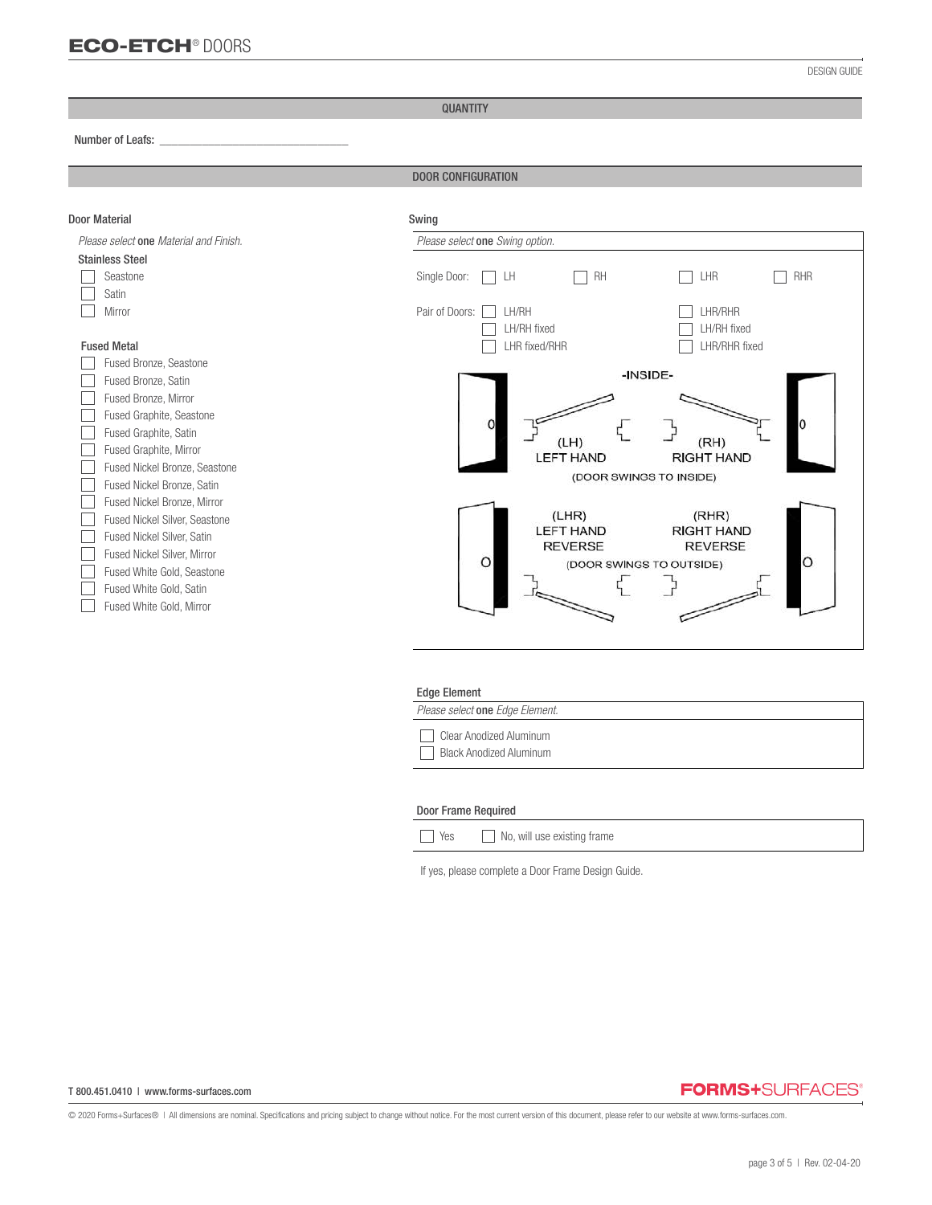## QUANTITY

Number of Leafs: ______________________________

## DOOR CONFIGURATION

### Door Material

*Please select* **one** *Material and Finish.*

**Stainless Steel**

- ☐ Seastone
- ☐ Satin
- ☐ Mirror

**Fused Metal**

- ☐ Fused Bronze, Seastone
- ☐ Fused Bronze, Satin
- ☐ Fused Bronze, Mirror
- ☐ Fused Graphite, Seastone
- ☐ Fused Graphite, Satin
- ☐ Fused Graphite, Mirror
- ☐ Fused Nickel Bronze, Seastone
- ☐ Fused Nickel Bronze, Satin
- ☐ Fused Nickel Bronze, Mirror
- ☐ Fused Nickel Silver, Seastone
- ☐ Fused Nickel Silver, Satin
- ☐ Fused Nickel Silver, Mirror
- ☐ Fused White Gold, Seastone
- ☐ Fused White Gold, Satin
- ☐ Fused White Gold, Mirror

### Swing

*Please select* **one** *Swing option.*

Single Door: ☐ LH ☐ RH ☐ LHR ☐ RHR

Pair of Doors:
- ☐ LH/RH
- ☐ LH/RH fixed
- ☐ LHR fixed/RHR
- ☐ LHR/RHR
- ☐ LHR/RHR fixed
- ☐ LHR/RHR fixed

-INSIDE-

(LH) LEFT HAND (RH) RIGHT HAND (DOOR SWINGS TO INSIDE)

(LHR) LEFT HAND REVERSE (RHR) RIGHT HAND REVERSE (DOOR SWINGS TO OUTSIDE)

### Edge Element

*Please select* **one** *Edge Element.*

- ☐ Clear Anodized Aluminum
- ☐ Black Anodized Aluminum

### Door Frame Required

☐ Yes ☐ No, will use existing frame

If yes, please complete a Door Frame Design Guide.

T 800.451.0410 | www.forms-surfaces.com

© 2020 Forms+Surfaces® | All dimensions are nominal. Specifications and pricing subject to change without notice. For the most current version of this document, please refer to our website at www.forms-surfaces.com.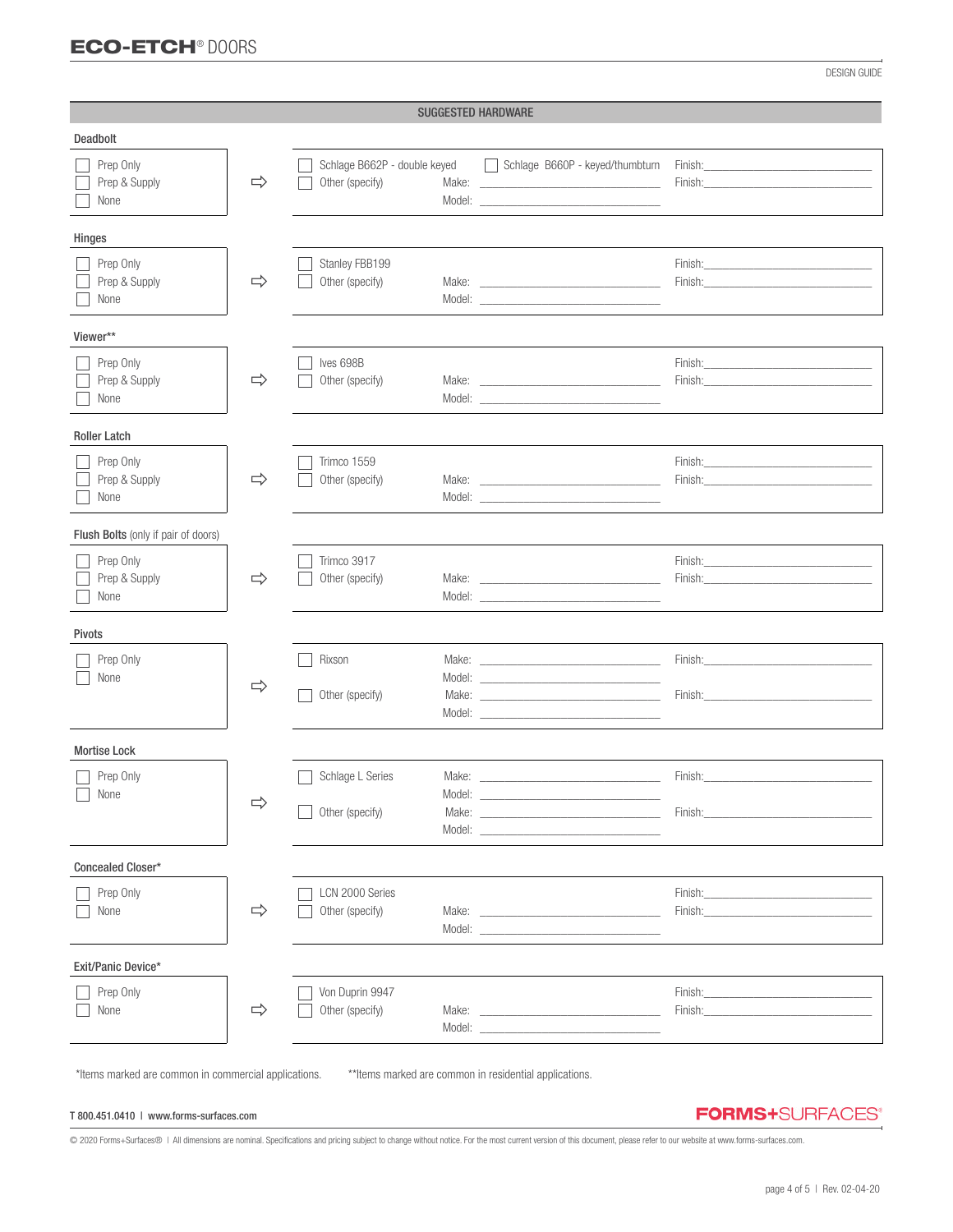# ECO-ETCH® DOORS

DESIGN GUIDE

## SUGGESTED HARDWARE

### Deadbolt

- ☐ Prep Only
- ☐ Prep & Supply
- ☐ None

⇨

- ☐ Schlage B662P - double keyed
- ☐ Schlage B660P - keyed/thumbturn — Finish: ____________
- ☐ Other (specify) — Make: ____________ Model: ____________ Finish: ____________

### Hinges

- ☐ Prep Only
- ☐ Prep & Supply
- ☐ None

⇨

- ☐ Stanley FBB199 — Finish: ____________
- ☐ Other (specify) — Make: ____________ Model: ____________ Finish: ____________

### Viewer**

- ☐ Prep Only
- ☐ Prep & Supply
- ☐ None

⇨

- ☐ Ives 698B — Finish: ____________
- ☐ Other (specify) — Make: ____________ Model: ____________ Finish: ____________

### Roller Latch

- ☐ Prep Only
- ☐ Prep & Supply
- ☐ None

⇨

- ☐ Trimco 1559 — Finish: ____________
- ☐ Other (specify) — Make: ____________ Model: ____________ Finish: ____________

### Flush Bolts (only if pair of doors)

- ☐ Prep Only
- ☐ Prep & Supply
- ☐ None

⇨

- ☐ Trimco 3917 — Finish: ____________
- ☐ Other (specify) — Make: ____________ Model: ____________ Finish: ____________

### Pivots

- ☐ Prep Only
- ☐ None

⇨

- ☐ Rixson — Make: ____________ Model: ____________ Finish: ____________
- ☐ Other (specify) — Make: ____________ Model: ____________ Finish: ____________

### Mortise Lock

- ☐ Prep Only
- ☐ None

⇨

- ☐ Schlage L Series — Make: ____________ Model: ____________ Finish: ____________
- ☐ Other (specify) — Make: ____________ Model: ____________ Finish: ____________

### Concealed Closer*

- ☐ Prep Only
- ☐ None

⇨

- ☐ LCN 2000 Series — Finish: ____________
- ☐ Other (specify) — Make: ____________ Model: ____________ Finish: ____________

### Exit/Panic Device*

- ☐ Prep Only
- ☐ None

⇨

- ☐ Von Duprin 9947 — Finish: ____________
- ☐ Other (specify) — Make: ____________ Model: ____________ Finish: ____________

*Items marked are common in commercial applications. **Items marked are common in residential applications.

T 800.451.0410 | www.forms-surfaces.com

FORMS+SURFACES®

© 2020 Forms+Surfaces® | All dimensions are nominal. Specifications and pricing subject to change without notice. For the most current version of this document, please refer to our website at www.forms-surfaces.com.

Rev. 02-04-20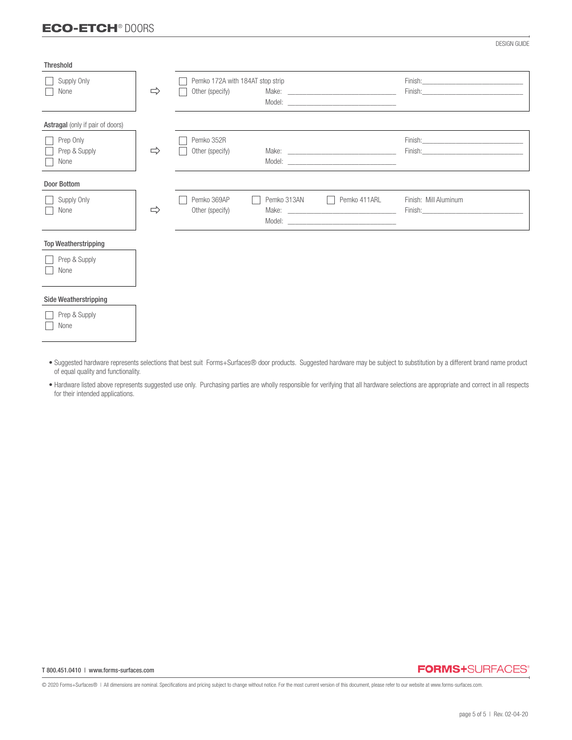Threshold

| | | | |
|---|---|---|---|
| ☐ Supply Only<br>☐ None | ⇨ | ☐ Pemko 172A with 184AT stop strip<br>☐ Other (specify) Make: ____________ Model: ____________ | Finish: ____________<br>Finish: ____________ |

Astragal (only if pair of doors)

| | | | |
|---|---|---|---|
| ☐ Prep Only<br>☐ Prep & Supply<br>☐ None | ⇨ | ☐ Pemko 352R<br>☐ Other (specify) Make: ____________ Model: ____________ | Finish: ____________<br>Finish: ____________ |

Door Bottom

| | | | |
|---|---|---|---|
| ☐ Supply Only<br>☐ None | ⇨ | ☐ Pemko 369AP ☐ Pemko 313AN ☐ Pemko 411ARL<br>Other (specify) Make: ____________ Model: ____________ | Finish: Mill Aluminum<br>Finish: ____________ |

Top Weatherstripping

- ☐ Prep & Supply
- ☐ None

Side Weatherstripping

- ☐ Prep & Supply
- ☐ None

- Suggested hardware represents selections that best suit Forms+Surfaces® door products. Suggested hardware may be subject to substitution by a different brand name product of equal quality and functionality.
- Hardware listed above represents suggested use only. Purchasing parties are wholly responsible for verifying that all hardware selections are appropriate and correct in all respects for their intended applications.

T 800.451.0410 | www.forms-surfaces.com

FORMS+SURFACES®

© 2020 Forms+Surfaces® | All dimensions are nominal. Specifications and pricing subject to change without notice. For the most current version of this document, please refer to our website at www.forms-surfaces.com.

Rev. 02-04-20